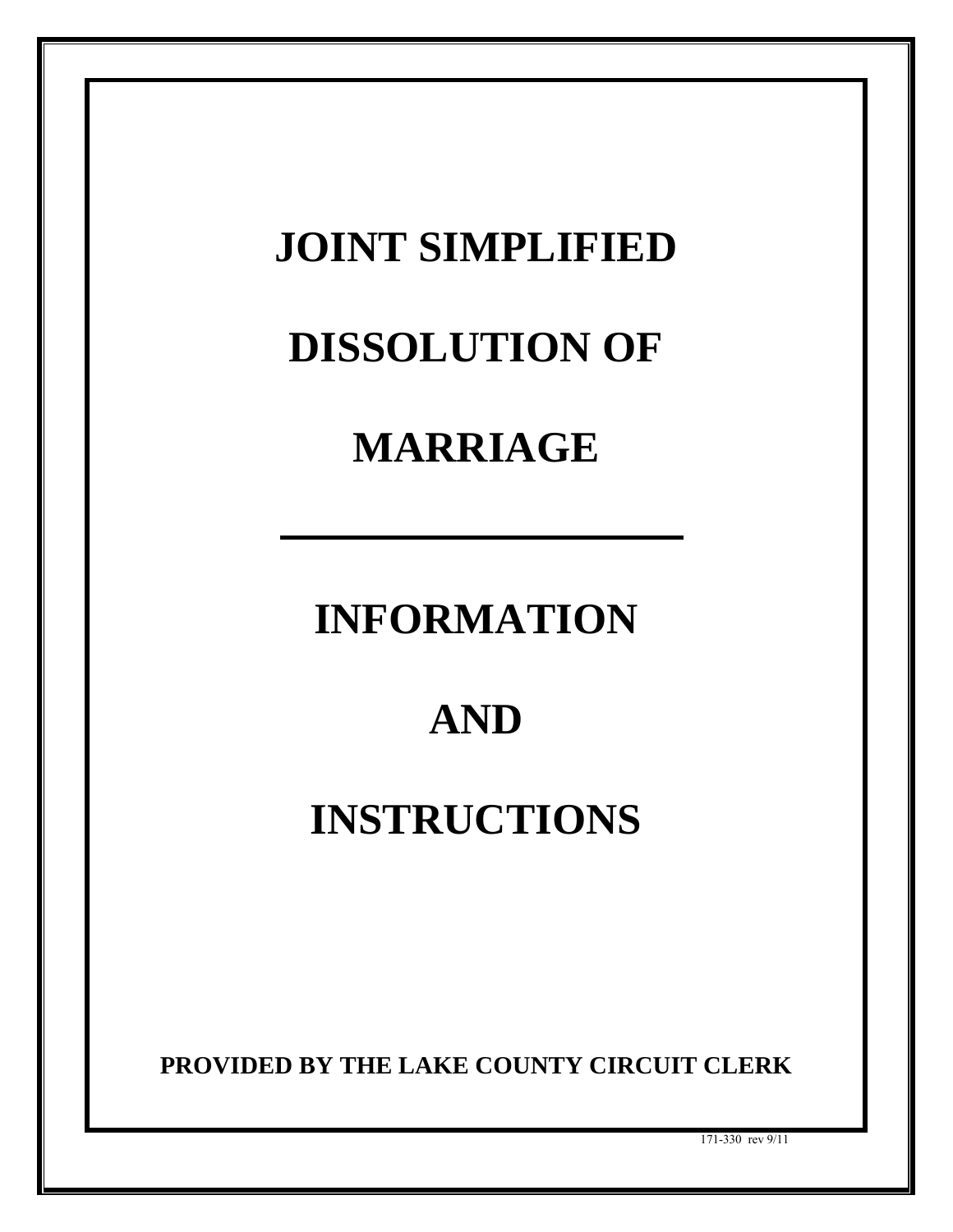# JOINT SIMPLIFIED

# DISSOLUTION OF

# MARRIAGE

---

# INFORMATION

# AND

# INSTRUCTIONS

**PROVIDED BY THE LAKE COUNTY CIRCUIT CLERK**

171-330 rev 9/11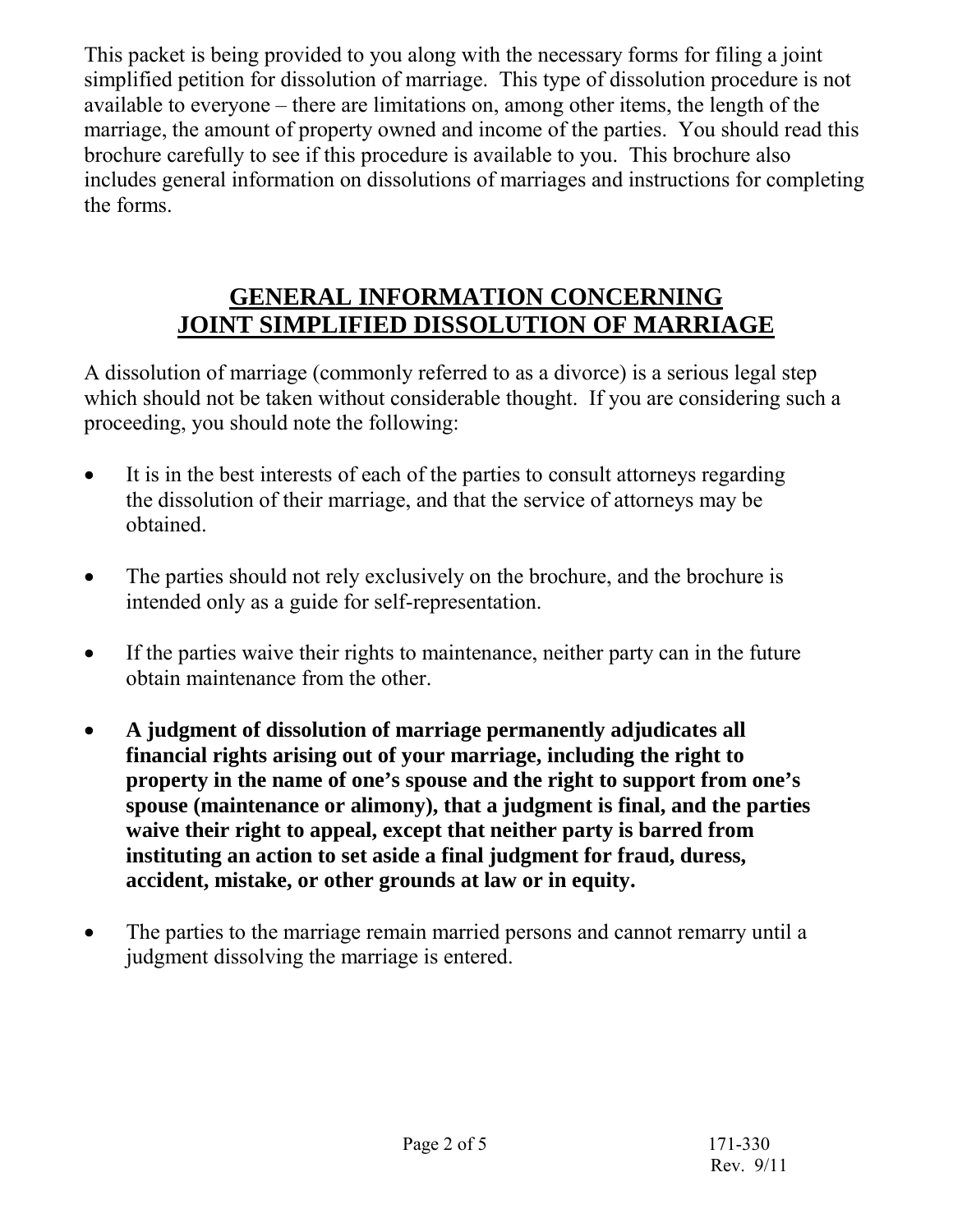This packet is being provided to you along with the necessary forms for filing a joint simplified petition for dissolution of marriage. This type of dissolution procedure is not available to everyone – there are limitations on, among other items, the length of the marriage, the amount of property owned and income of the parties. You should read this brochure carefully to see if this procedure is available to you. This brochure also includes general information on dissolutions of marriages and instructions for completing the forms.

## GENERAL INFORMATION CONCERNING JOINT SIMPLIFIED DISSOLUTION OF MARRIAGE

A dissolution of marriage (commonly referred to as a divorce) is a serious legal step which should not be taken without considerable thought. If you are considering such a proceeding, you should note the following:

- It is in the best interests of each of the parties to consult attorneys regarding the dissolution of their marriage, and that the service of attorneys may be obtained.
- The parties should not rely exclusively on the brochure, and the brochure is intended only as a guide for self-representation.
- If the parties waive their rights to maintenance, neither party can in the future obtain maintenance from the other.
- **A judgment of dissolution of marriage permanently adjudicates all financial rights arising out of your marriage, including the right to property in the name of one's spouse and the right to support from one's spouse (maintenance or alimony), that a judgment is final, and the parties waive their right to appeal, except that neither party is barred from instituting an action to set aside a final judgment for fraud, duress, accident, mistake, or other grounds at law or in equity.**
- The parties to the marriage remain married persons and cannot remarry until a judgment dissolving the marriage is entered.

171-330
Rev. 9/11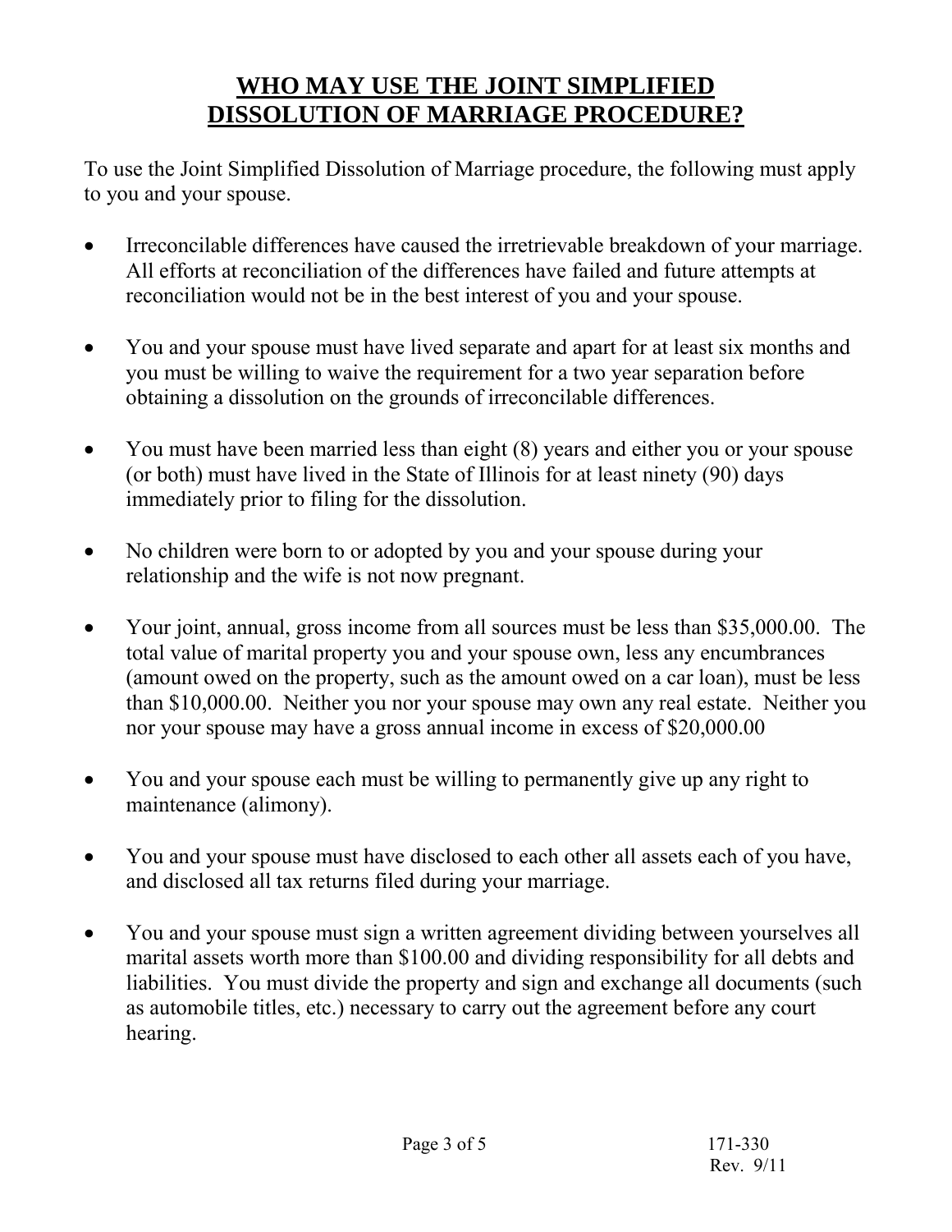# WHO MAY USE THE JOINT SIMPLIFIED DISSOLUTION OF MARRIAGE PROCEDURE?

To use the Joint Simplified Dissolution of Marriage procedure, the following must apply to you and your spouse.

- Irreconcilable differences have caused the irretrievable breakdown of your marriage. All efforts at reconciliation of the differences have failed and future attempts at reconciliation would not be in the best interest of you and your spouse.
- You and your spouse must have lived separate and apart for at least six months and you must be willing to waive the requirement for a two year separation before obtaining a dissolution on the grounds of irreconcilable differences.
- You must have been married less than eight (8) years and either you or your spouse (or both) must have lived in the State of Illinois for at least ninety (90) days immediately prior to filing for the dissolution.
- No children were born to or adopted by you and your spouse during your relationship and the wife is not now pregnant.
- Your joint, annual, gross income from all sources must be less than $35,000.00. The total value of marital property you and your spouse own, less any encumbrances (amount owed on the property, such as the amount owed on a car loan), must be less than $10,000.00. Neither you nor your spouse may own any real estate. Neither you nor your spouse may have a gross annual income in excess of $20,000.00
- You and your spouse each must be willing to permanently give up any right to maintenance (alimony).
- You and your spouse must have disclosed to each other all assets each of you have, and disclosed all tax returns filed during your marriage.
- You and your spouse must sign a written agreement dividing between yourselves all marital assets worth more than $100.00 and dividing responsibility for all debts and liabilities. You must divide the property and sign and exchange all documents (such as automobile titles, etc.) necessary to carry out the agreement before any court hearing.

171-330
Rev. 9/11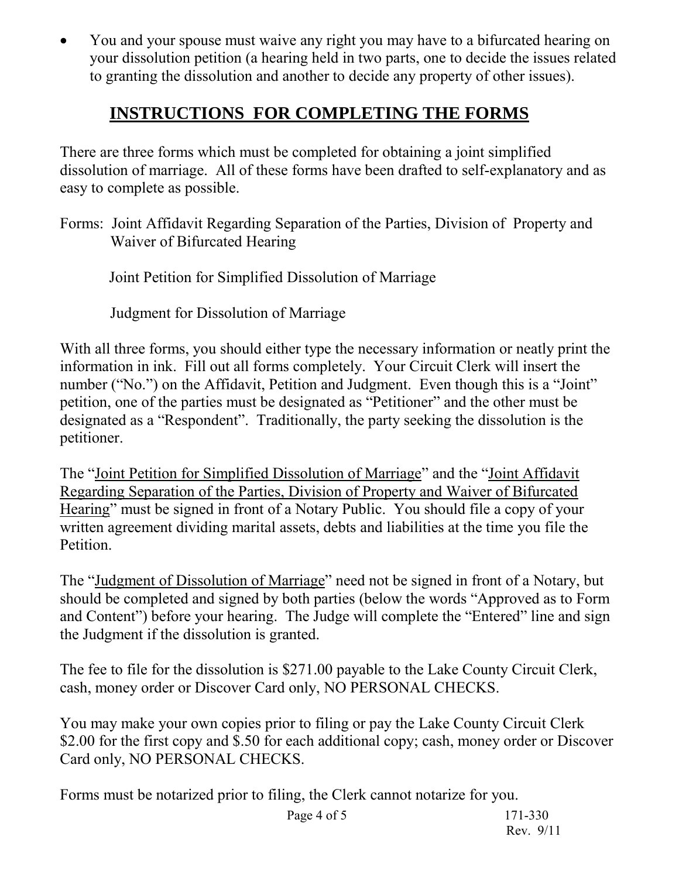- You and your spouse must waive any right you may have to a bifurcated hearing on your dissolution petition (a hearing held in two parts, one to decide the issues related to granting the dissolution and another to decide any property of other issues).

## INSTRUCTIONS FOR COMPLETING THE FORMS

There are three forms which must be completed for obtaining a joint simplified dissolution of marriage. All of these forms have been drafted to self-explanatory and as easy to complete as possible.

Forms: Joint Affidavit Regarding Separation of the Parties, Division of Property and Waiver of Bifurcated Hearing

Joint Petition for Simplified Dissolution of Marriage

Judgment for Dissolution of Marriage

With all three forms, you should either type the necessary information or neatly print the information in ink. Fill out all forms completely. Your Circuit Clerk will insert the number ("No.") on the Affidavit, Petition and Judgment. Even though this is a "Joint" petition, one of the parties must be designated as "Petitioner" and the other must be designated as a "Respondent". Traditionally, the party seeking the dissolution is the petitioner.

The "Joint Petition for Simplified Dissolution of Marriage" and the "Joint Affidavit Regarding Separation of the Parties, Division of Property and Waiver of Bifurcated Hearing" must be signed in front of a Notary Public. You should file a copy of your written agreement dividing marital assets, debts and liabilities at the time you file the Petition.

The "Judgment of Dissolution of Marriage" need not be signed in front of a Notary, but should be completed and signed by both parties (below the words "Approved as to Form and Content") before your hearing. The Judge will complete the "Entered" line and sign the Judgment if the dissolution is granted.

The fee to file for the dissolution is $271.00 payable to the Lake County Circuit Clerk, cash, money order or Discover Card only, NO PERSONAL CHECKS.

You may make your own copies prior to filing or pay the Lake County Circuit Clerk $2.00 for the first copy and $.50 for each additional copy; cash, money order or Discover Card only, NO PERSONAL CHECKS.

Forms must be notarized prior to filing, the Clerk cannot notarize for you.

171-330
Rev. 9/11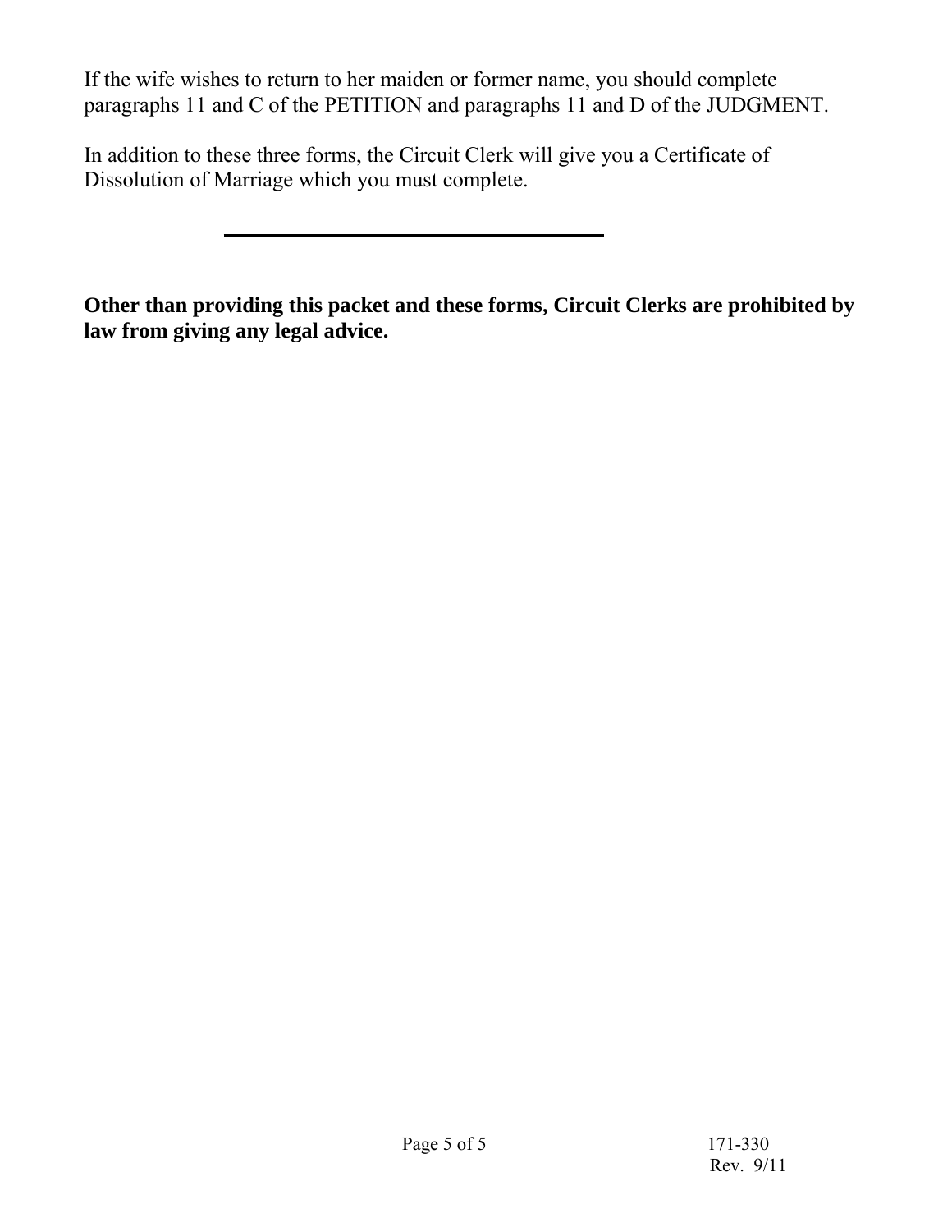If the wife wishes to return to her maiden or former name, you should complete paragraphs 11 and C of the PETITION and paragraphs 11 and D of the JUDGMENT.

In addition to these three forms, the Circuit Clerk will give you a Certificate of Dissolution of Marriage which you must complete.

---

**Other than providing this packet and these forms, Circuit Clerks are prohibited by law from giving any legal advice.**